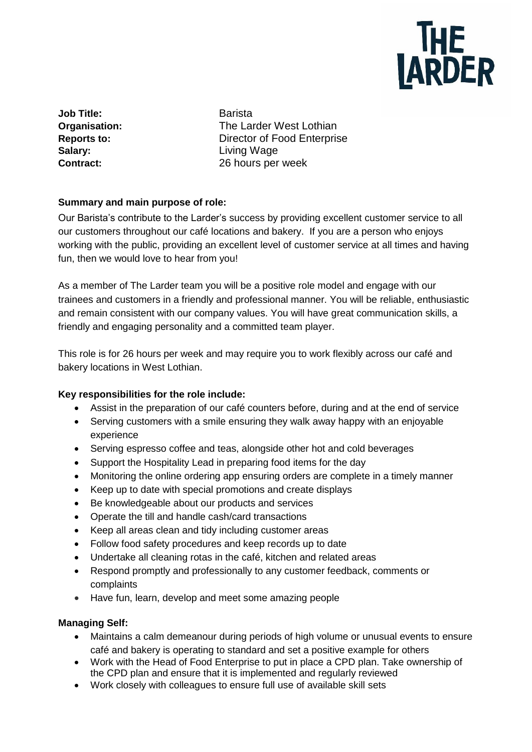THE LARDER

**Job Title:** Barista
**Organisation:** The Larder West Lothian
**Reports to:** Director of Food Enterprise
**Salary:** Living Wage
**Contract:** 26 hours per week

**Summary and main purpose of role:**

Our Barista's contribute to the Larder's success by providing excellent customer service to all our customers throughout our café locations and bakery. If you are a person who enjoys working with the public, providing an excellent level of customer service at all times and having fun, then we would love to hear from you!

As a member of The Larder team you will be a positive role model and engage with our trainees and customers in a friendly and professional manner. You will be reliable, enthusiastic and remain consistent with our company values. You will have great communication skills, a friendly and engaging personality and a committed team player.

This role is for 26 hours per week and may require you to work flexibly across our café and bakery locations in West Lothian.

**Key responsibilities for the role include:**

- Assist in the preparation of our café counters before, during and at the end of service
- Serving customers with a smile ensuring they walk away happy with an enjoyable experience
- Serving espresso coffee and teas, alongside other hot and cold beverages
- Support the Hospitality Lead in preparing food items for the day
- Monitoring the online ordering app ensuring orders are complete in a timely manner
- Keep up to date with special promotions and create displays
- Be knowledgeable about our products and services
- Operate the till and handle cash/card transactions
- Keep all areas clean and tidy including customer areas
- Follow food safety procedures and keep records up to date
- Undertake all cleaning rotas in the café, kitchen and related areas
- Respond promptly and professionally to any customer feedback, comments or complaints
- Have fun, learn, develop and meet some amazing people

**Managing Self:**

- Maintains a calm demeanour during periods of high volume or unusual events to ensure café and bakery is operating to standard and set a positive example for others
- Work with the Head of Food Enterprise to put in place a CPD plan. Take ownership of the CPD plan and ensure that it is implemented and regularly reviewed
- Work closely with colleagues to ensure full use of available skill sets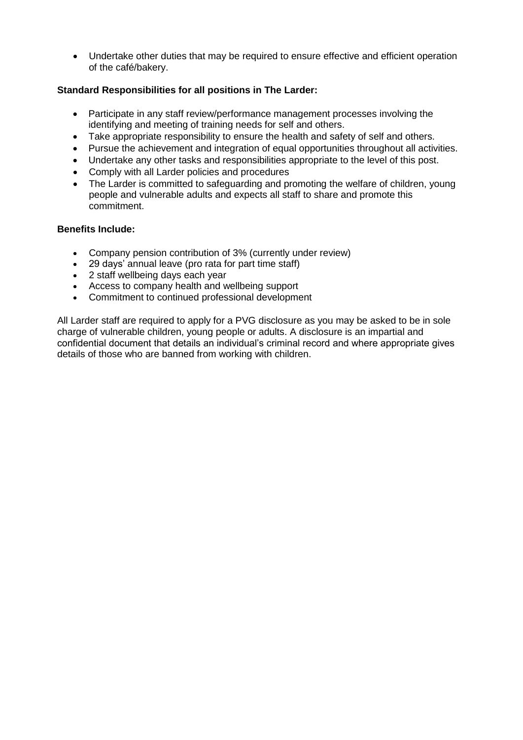- Undertake other duties that may be required to ensure effective and efficient operation of the café/bakery.

**Standard Responsibilities for all positions in The Larder:**

- Participate in any staff review/performance management processes involving the identifying and meeting of training needs for self and others.
- Take appropriate responsibility to ensure the health and safety of self and others.
- Pursue the achievement and integration of equal opportunities throughout all activities.
- Undertake any other tasks and responsibilities appropriate to the level of this post.
- Comply with all Larder policies and procedures
- The Larder is committed to safeguarding and promoting the welfare of children, young people and vulnerable adults and expects all staff to share and promote this commitment.

**Benefits Include:**

- Company pension contribution of 3% (currently under review)
- 29 days' annual leave (pro rata for part time staff)
- 2 staff wellbeing days each year
- Access to company health and wellbeing support
- Commitment to continued professional development

All Larder staff are required to apply for a PVG disclosure as you may be asked to be in sole charge of vulnerable children, young people or adults. A disclosure is an impartial and confidential document that details an individual's criminal record and where appropriate gives details of those who are banned from working with children.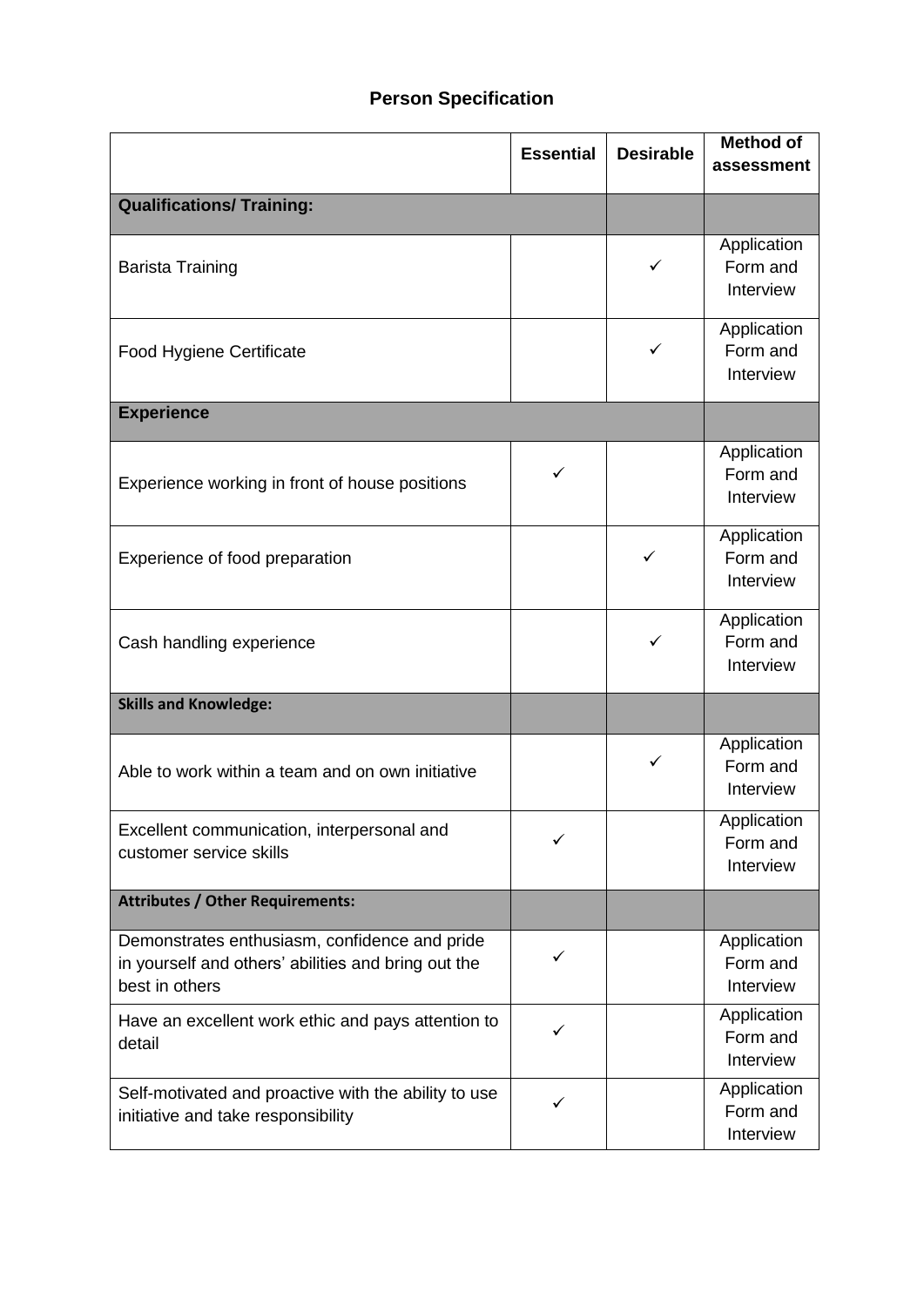## Person Specification

| | Essential | Desirable | Method of assessment |
|---|---|---|---|
| **Qualifications/ Training:** | | | |
| Barista Training | | ✓ | Application Form and Interview |
| Food Hygiene Certificate | | ✓ | Application Form and Interview |
| **Experience** | | | |
| Experience working in front of house positions | ✓ | | Application Form and Interview |
| Experience of food preparation | | ✓ | Application Form and Interview |
| Cash handling experience | | ✓ | Application Form and Interview |
| **Skills and Knowledge:** | | | |
| Able to work within a team and on own initiative | | ✓ | Application Form and Interview |
| Excellent communication, interpersonal and customer service skills | ✓ | | Application Form and Interview |
| **Attributes / Other Requirements:** | | | |
| Demonstrates enthusiasm, confidence and pride in yourself and others' abilities and bring out the best in others | ✓ | | Application Form and Interview |
| Have an excellent work ethic and pays attention to detail | ✓ | | Application Form and Interview |
| Self-motivated and proactive with the ability to use initiative and take responsibility | ✓ | | Application Form and Interview |